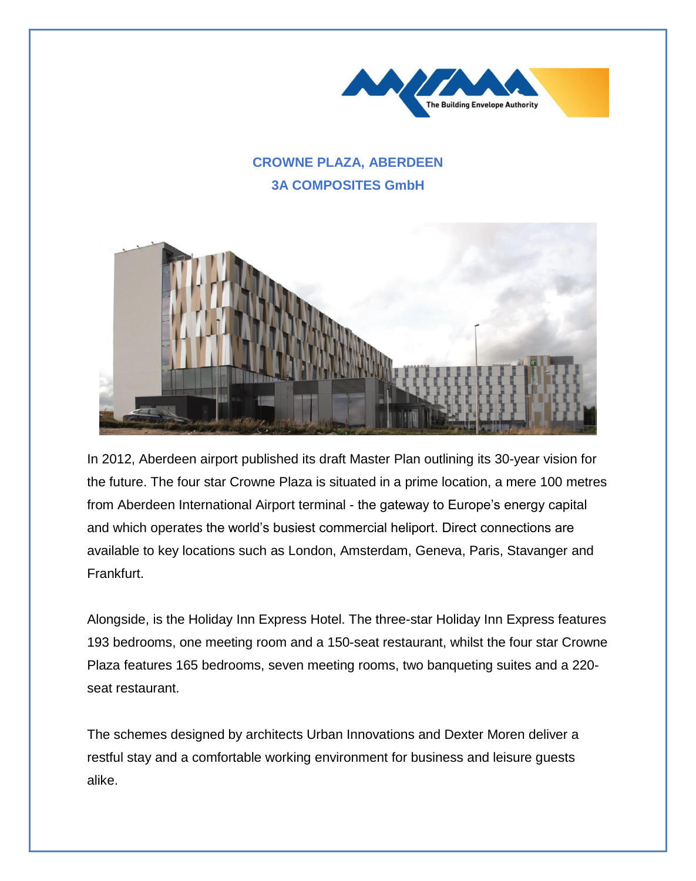The Building Envelope Authority

## CROWNE PLAZA, ABERDEEN

## 3A COMPOSITES GmbH

In 2012, Aberdeen airport published its draft Master Plan outlining its 30-year vision for the future. The four star Crowne Plaza is situated in a prime location, a mere 100 metres from Aberdeen International Airport terminal - the gateway to Europe's energy capital and which operates the world's busiest commercial heliport. Direct connections are available to key locations such as London, Amsterdam, Geneva, Paris, Stavanger and Frankfurt.

Alongside, is the Holiday Inn Express Hotel. The three-star Holiday Inn Express features 193 bedrooms, one meeting room and a 150-seat restaurant, whilst the four star Crowne Plaza features 165 bedrooms, seven meeting rooms, two banqueting suites and a 220-seat restaurant.

The schemes designed by architects Urban Innovations and Dexter Moren deliver a restful stay and a comfortable working environment for business and leisure guests alike.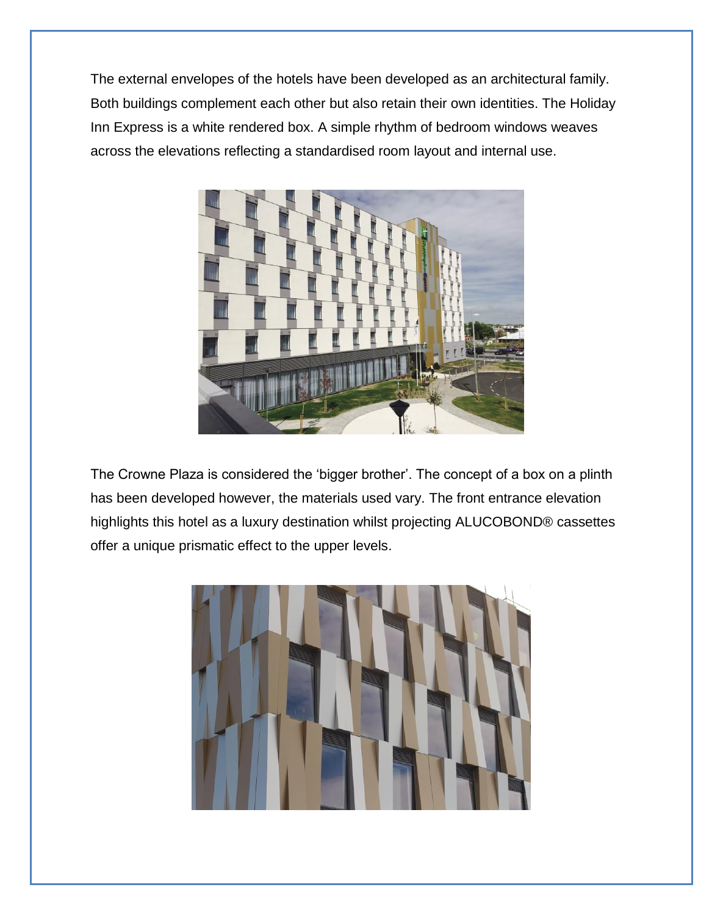The external envelopes of the hotels have been developed as an architectural family. Both buildings complement each other but also retain their own identities. The Holiday Inn Express is a white rendered box. A simple rhythm of bedroom windows weaves across the elevations reflecting a standardised room layout and internal use.

The Crowne Plaza is considered the 'bigger brother'. The concept of a box on a plinth has been developed however, the materials used vary. The front entrance elevation highlights this hotel as a luxury destination whilst projecting ALUCOBOND® cassettes offer a unique prismatic effect to the upper levels.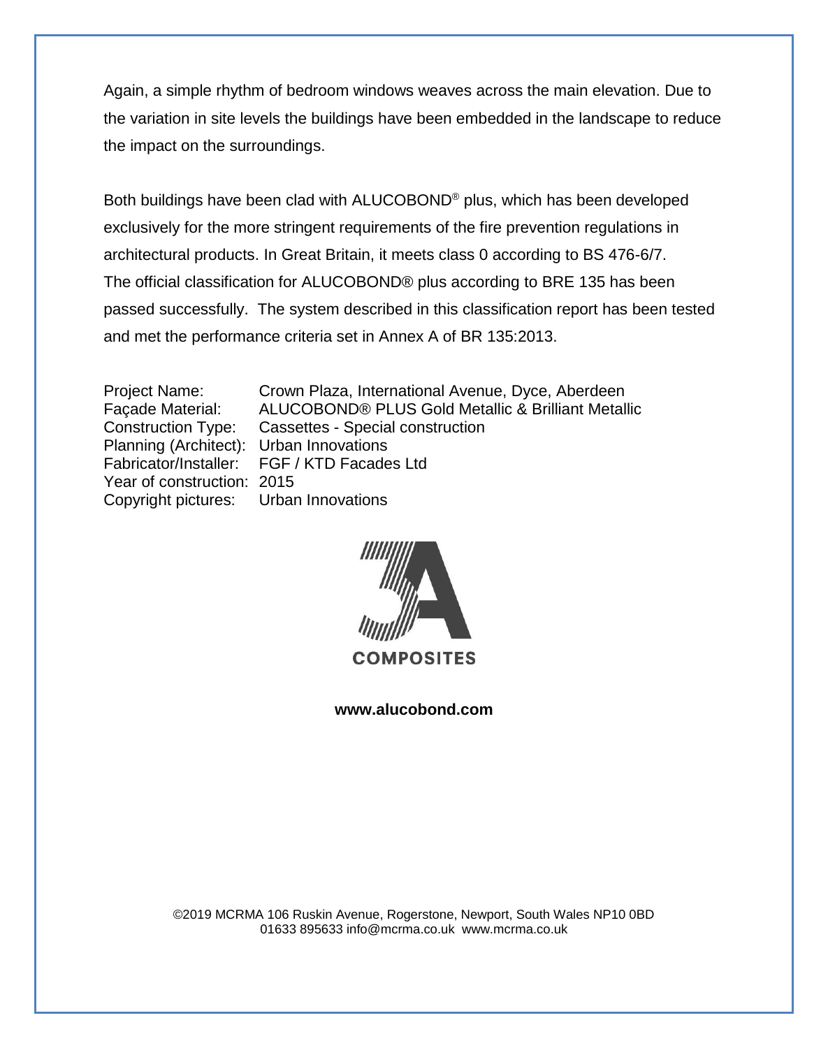Again, a simple rhythm of bedroom windows weaves across the main elevation. Due to the variation in site levels the buildings have been embedded in the landscape to reduce the impact on the surroundings.

Both buildings have been clad with ALUCOBOND® plus, which has been developed exclusively for the more stringent requirements of the fire prevention regulations in architectural products. In Great Britain, it meets class 0 according to BS 476-6/7. The official classification for ALUCOBOND® plus according to BRE 135 has been passed successfully. The system described in this classification report has been tested and met the performance criteria set in Annex A of BR 135:2013.

| | |
|---|---|
| Project Name: | Crown Plaza, International Avenue, Dyce, Aberdeen |
| Façade Material: | ALUCOBOND® PLUS Gold Metallic & Brilliant Metallic |
| Construction Type: | Cassettes - Special construction |
| Planning (Architect): | Urban Innovations |
| Fabricator/Installer: | FGF / KTD Facades Ltd |
| Year of construction: | 2015 |
| Copyright pictures: | Urban Innovations |

3A COMPOSITES

**www.alucobond.com**

©2019 MCRMA 106 Ruskin Avenue, Rogerstone, Newport, South Wales NP10 0BD
01633 895633 info@mcrma.co.uk www.mcrma.co.uk